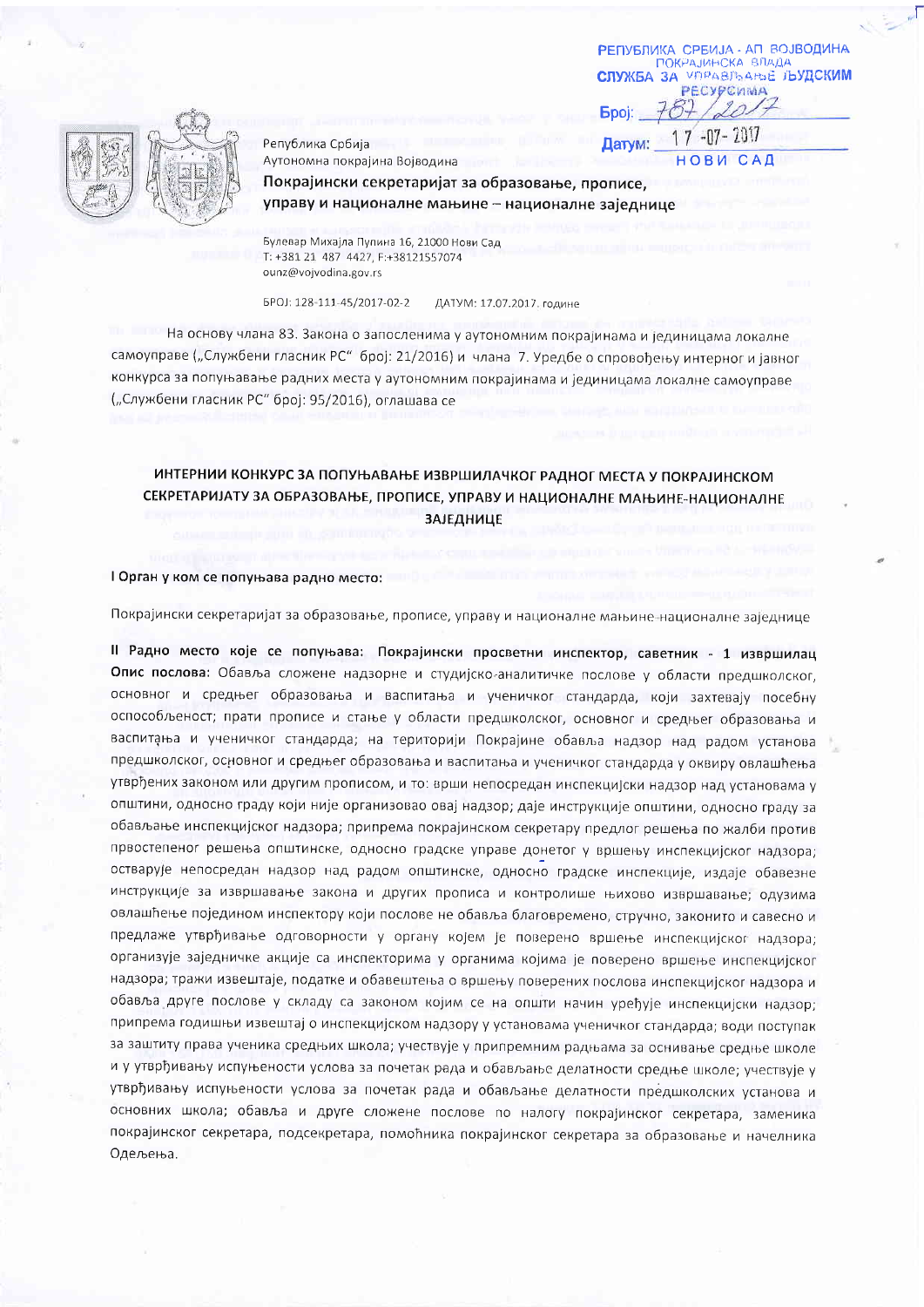РЕПУБЛИКА СРБИЈА - АП ВОЈВОДИНА
ПОКРАЈИНСКА ВЛАДА
СЛУЖБА ЗА УПРАВЉАЊЕ ЉУДСКИМ РЕСУРСИМА

Број: 787/2017

Датум: 17-07-2017

НОВИ САД

Република Србија
Аутономна покрајина Војводина

**Покрајински секретаријат за образовање, прописе, управу и националне мањине – националне заједнице**

Булевар Михајла Пупина 16, 21000 Нови Сад
T: +381 21 487 4427, F:+38121557074
ounz@vojvodina.gov.rs

БРОЈ: 128-111-45/2017-02-2 ДАТУМ: 17.07.2017. године

На основу члана 83. Закона о запосленима у аутономним покрајинама и јединицама локалне самоуправе („Службени гласник РС" број: 21/2016) и члана 7. Уредбе о спровођењу интерног и јавног конкурса за попуњавање радних места у аутономним покрајинама и јединицама локалне самоуправе („Службени гласник РС" број: 95/2016), оглашава се

## ИНТЕРНИ КОНКУРС ЗА ПОПУЊАВАЊЕ ИЗВРШИЛАЧКОГ РАДНОГ МЕСТА У ПОКРАЈИНСКОМ СЕКРЕТАРИЈАТУ ЗА ОБРАЗОВАЊЕ, ПРОПИСЕ, УПРАВУ И НАЦИОНАЛНЕ МАЊИНЕ-НАЦИОНАЛНЕ ЗАЈЕДНИЦЕ

### I Орган у ком се попуњава радно место:

Покрајински секретаријат за образовање, прописе, управу и националне мањине-националне заједнице

**II Радно место које се попуњава: Покрајински просветни инспектор, саветник - 1 извршилац**
**Опис послова:** Обавља сложене надзорне и студијско-аналитичке послове у области предшколског, основног и средњег образовања и васпитања и ученичког стандарда, који захтевају посебну оспособљеност; прати прописе и стање у области предшколског, основног и средњег образовања и васпитања и ученичког стандарда; на територији Покрајине обавља надзор над радом установа предшколског, основног и средњег образовања и васпитања и ученичког стандарда у оквиру овлашћења утврђених законом или другим прописом, и то: врши непосредан инспекцијски надзор над установама у општини, односно граду који није организовао овај надзор; даје инструкције општини, односно граду за обављање инспекцијског надзора; припрема покрајинском секретару предлог решења по жалби против првостепеног решења општинске, односно градске управе донетог у вршењу инспекцијског надзора; остварује непосредан надзор над радом општинске, односно градске инспекције, издаје обавезне инструкције за извршавање закона и других прописа и контролише њихово извршавање; одузима овлашћење појединoм инспектору који послове не обавља благовремено, стручно, законито и савесно и предлаже утврђивање одговорности у органу којем је поверено вршење инспекцијског надзора; организује заједничке акције са инспекторима у органима којима је поверено вршење инспекцијског надзора; тражи извештаје, податке и обавештења о вршењу поверених послова инспекцијског надзора и обавља друге послове у складу са законом којим се на општи начин уређује инспекцијски надзор; припрема годишњи извештај о инспекцијском надзору у установама ученичког стандарда; води поступак за заштиту права ученика средњих школа; учествује у припремним радњама за оснивање средње школе и у утврђивању испуњености услова за почетак рада и обављање делатности средње школе; учествује у утврђивању испуњености услова за почетак рада и обављање делатности предшколских установа и основних школа; обавља и друге сложене послове по налогу покрајинског секретара, заменика покрајинског секретара, подсекретара, помоћника покрајинског секретара за образовање и начелника Одељења.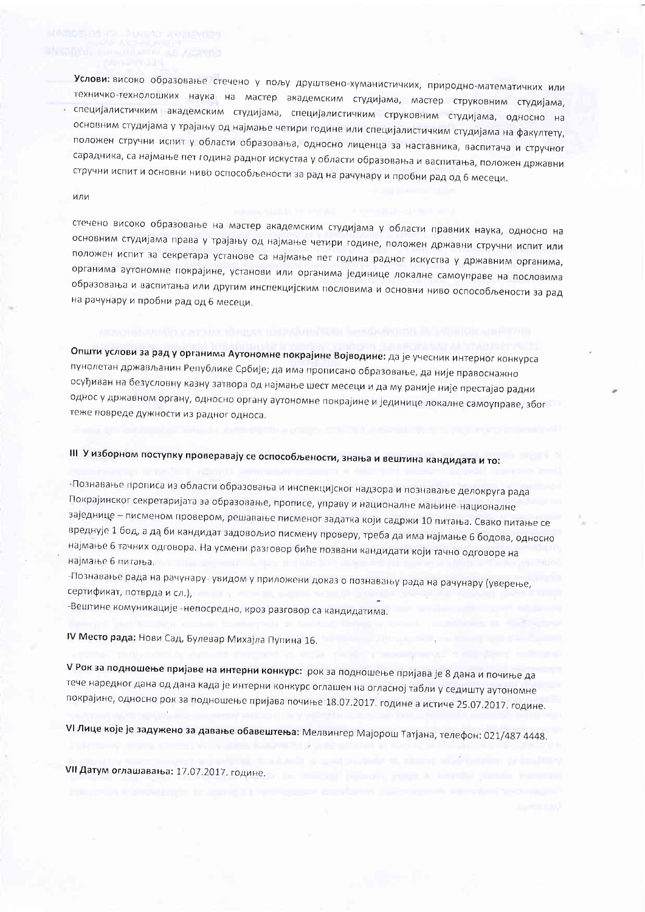**Услови:** високо образовање стечено у пољу друштвено-хуманистичких, природно-математичких или техничко-технолошких наука на мастер академским студијама, мастер струковним студијама, специјалистичким академским студијама, специјалистичким струковним студијама, односно на основним студијама у трајању од најмање четири године или специјалистичким студијама на факултету, положен стручни испит у области образовања, односно лиценца за наставника, васпитача и стручног сарадника, са најмање пет година радног искуства у области образовања и васпитања, положен државни стручни испит и основни ниво оспособљености за рад на рачунару и пробни рад од 6 месеци.

или

стечено високо образовање на мастер академским студијама у области правних наука, односно на основним студијама права у трајању од најмање четири године, положен државни стручни испит или положен испит за секретара установе са најмање пет година радног искуства у државним органима, органима аутономне покрајине, установи или органима јединице локалне самоуправе на пословима образовања и васпитања или другим инспекцијским пословима и основни ниво оспособљености за рад на рачунару и пробни рад од 6 месеци.

**Општи услови за рад у органима Аутономне покрајине Војводине:** да је учесник интерног конкурса пунолетан држављанин Републике Србије; да има прописано образовање, да није правоснажно осуђиван на безусловну казну затвора од најмање шест месеци и да му раније није престајао радни однос у државном органу, односно органу аутономне покрајине и јединице локалне самоуправе, због теже повреде дужности из радног односа.

**III У изборном поступку проверавају се оспособљености, знања и вештина кандидата и то:**

-Познавање прописа из области образовања и инспекцијског надзора и познавање делокруга рада Покрајинског секретаријата за образовање, прописе, управу и националне мањине-националне заједнице – писменом провером, решавање писменог задатка који садржи 10 питања. Свако питање се вреднује 1 бод, а да би кандидат задовољио писмену проверу, треба да има најмање 6 бодова, односно најмање 6 тачних одговора. На усмени разговор биће позвани кандидати који тачно одговоре на најмање 6 питања.

-Познавање рада на рачунару - увидом у приложени доказ о познавању рада на рачунару (уверење, сертификат, потврда и сл.),

-Вештине комуникације -непосредно, кроз разговор са кандидатима.

**IV Место рада:** Нови Сад, Булевар Михајла Пупина 16.

**V Рок за подношење пријаве на интерни конкурс:** рок за подношење пријава је 8 дана и почиње да тече наредног дана од дана када је интерни конкурс оглашен на огласној табли у седишту аутономне покрајине, односно рок за подношење пријава почиње 18.07.2017. године а истиче 25.07.2017. године.

**VI Лице које је задужено за давање обавештења:** Мелвингер Мајорош Татјана, телефон: 021/487 4448.

**VII Датум оглашавања:** 17.07.2017. године.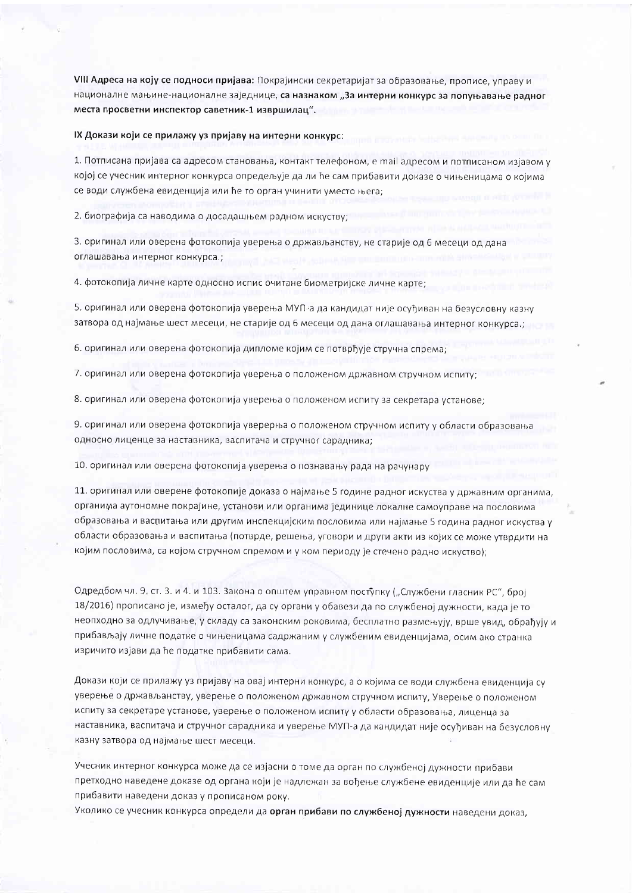**VIII Адреса на коју се подноси пријава:** Покрајински секретаријат за образовање, прописе, управу и националне мањине-националне заједнице, **са назнаком „За интерни конкурс за попуњавање радног места просветни инспектор саветник-1 извршилац".**

**IX Докази који се прилажу уз пријаву на интерни конкурс:**

1. Потписана пријава са адресом становања, контакт телефоном, е mail адресом и потписаном изјавом у којој се учесник интерног конкурса опредељује да ли ће сам прибавити доказе о чињеницама о којима се води службена евиденција или ће то орган учинити уместо њега;

2. биографија са наводима о досадашњем радном искуству;

3. оригинал или оверена фотокопија уверења о држављанству, не старије од 6 месеци од дана оглашавања интерног конкурса.;

4. фотокопија личне карте односно испис очитане биометријске личне карте;

5. оригинал или оверена фотокопија уверења МУП-а да кандидат није осуђиван на безусловну казну затвора од најмање шест месеци, не старије од 6 месеци од дана оглашавања интерног конкурса.;

6. оригинал или оверена фотокопија дипломе којим се потврђује стручна спрема;

7. оригинал или оверена фотокопија уверења о положеном државном стручном испиту;

8. оригинал или оверена фотокопија уверења о положеном испиту за секретара установе;

9. оригинал или оверена фотокопија уверерња о положеном стручном испиту у области образовања односно лиценце за наставника, васпитача и стручног сарадника;

10. оригинал или оверена фотокопија уверења о познавању рада на рачунару

11. оригинал или оверене фотокопије доказа о најмање 5 године радног искуства у државним органима, органима аутономне покрајине, установи или органима јединице локалне самоуправе на пословима образовања и васпитања или другим инспекцијским пословима или најмање 5 година радног искуства у области образовања и васпитања (потврде, решења, уговори и други акти из којих се може утврдити на којим пословима, са којом стручном спремом и у ком периоду је стечено радно искуство);

Одредбом чл. 9. ст. 3. и 4. и 103. Закона о општем управном поступку („Службени гласник РС", број 18/2016) прописано је, између осталог, да су органи у обавези да по службеној дужности, када је то неопходно за одлучивање, у складу са законским роковима, бесплатно размењују, врше увид, обрађују и прибављају личне податке о чињеницама садржаним у службеним евиденцијама, осим ако странка изричито изјави да ће податке прибавити сама.

Докази који се прилажу уз пријаву на овај интерни конкурс, а о којима се води службена евиденција су уверење о држављанству, уверење о положеном државном стручном испиту, Уверење о положеном испиту за секретаре установе, уверење о положеном испиту у области образовања, лиценца за наставника, васпитача и стручног сарадника и уверење МУП-а да кандидат није осуђиван на безусловну казну затвора од најмање шест месеци.

Учесник интерног конкурса може да се изјасни о томе да орган по службеној дужности прибави претходно наведене доказе од органа који је надлежан за вођење службене евиденције или да ће сам прибавити наведени доказ у прописаном року.

Уколико се учесник конкурса определи да **орган прибави по службеној дужности** наведени доказ,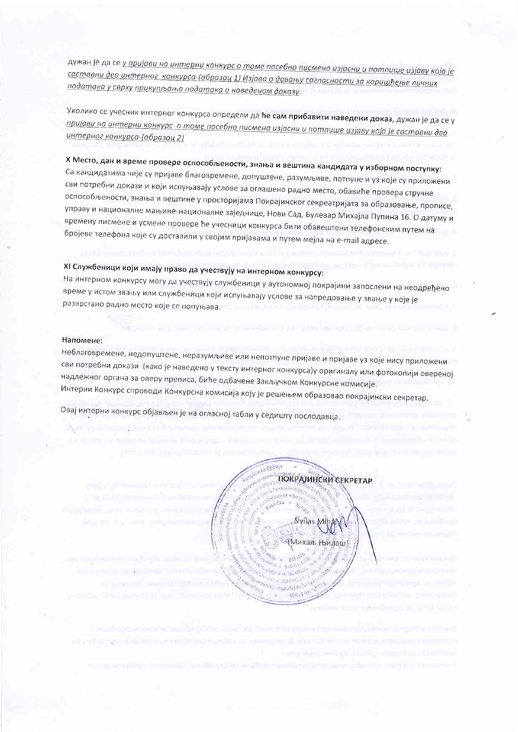дужан је да се *у пријави на интерни конкурс о томе посебно писмено изјасни и потпише изјаву која је саставни део интерног конкурса-(образац 1) Изјава о давању сагласности за коришћење личних података у сврху прикупљања података о наведеном доказу.*

Уколико се учесник интерног конкурса определи да **ће сам прибавити наведени доказ**, дужан је да се у *пријави на интерни конкурс о томе посебно писмено изјасни и потпише изјаву која је саставни део интерног конкурса-(образац 2)*

## X Место, дан и време провере оспособљености, знања и вештина кандидата у изборном поступку:

Са кандидатима чије су пријаве благовремене, допуштене, разумљиве, потпуне и уз које су приложени сви потребни докази и који испуњавају услове за оглашено радно место, обавиће провера стручне оспособљености, знања и вештине у просторијама Покрајинског секреатријата за образовање, прописе, управу и националне мањине-националне заједнице, Нови Сад, Булевар Михајла Пупина 16. О датуму и времену писмене и усмене провере ће учесници конкурса бити обавештени телефонским путем на бројеве телефона које су доставили у својим пријавама и путем мејла на e-mail адресе.

## XI Службеници који имају право да учествују на интерном конкурсу:

На интерном конкурсу могу да учествују службеници у аутономној покрајини запослени на неодређено време у истом звању или службеници који испуњавају услове за напредовање у звање у које је разврстано радно место које се попуњава.

**Напомене:**

Неблаговремене, недопуштене, неразумљиве или непотпуне пријаве и пријаве уз које нису приложени сви потребни докази (како је наведено у тексту интерног конкурса)у оригиналу или фотокопији овереној надлежног органа за оверу преписа, биће одбачене Закључком Конкурсне комисије.

Интерни Конкурс спроводи Конкурсна комисија коју је решењем образовао покрајински секретар.

Овај интерни конкурс објављен је на огласној табли у седишту послодавца.

**ПОКРАЈИНСКИ СЕКРЕТАР**

Nyilas Mihály

(Михаљ Њилаш)